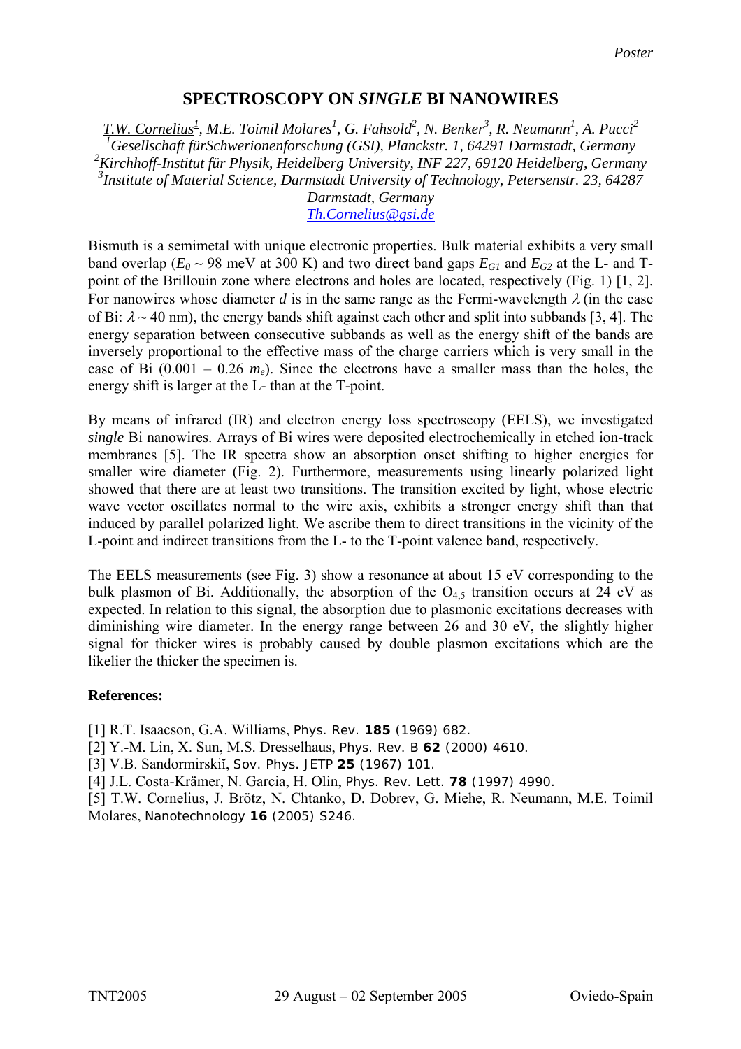Poster

# SPECTROSCOPY ON *SINGLE* BI NANOWIRES

*T.W. Cornelius[1], M.E. Toimil Molares[1], G. Fahsold[2], N. Benker[3], R. Neumann[1], A. Pucci[2]*
*[1]Gesellschaft fürSchwerionenforschung (GSI), Planckstr. 1, 64291 Darmstadt, Germany*
*[2]Kirchhoff-Institut für Physik, Heidelberg University, INF 227, 69120 Heidelberg, Germany*
*[3]Institute of Material Science, Darmstadt University of Technology, Petersenstr. 23, 64287 Darmstadt, Germany*
*Th.Cornelius@gsi.de*

Bismuth is a semimetal with unique electronic properties. Bulk material exhibits a very small band overlap ($E_0$ ~ 98 meV at 300 K) and two direct band gaps $E_{G1}$ and $E_{G2}$ at the L- and T-point of the Brillouin zone where electrons and holes are located, respectively (Fig. 1) [1, 2]. For nanowires whose diameter $d$ is in the same range as the Fermi-wavelength $\lambda$ (in the case of Bi: $\lambda \sim 40$ nm), the energy bands shift against each other and split into subbands [3, 4]. The energy separation between consecutive subbands as well as the energy shift of the bands are inversely proportional to the effective mass of the charge carriers which is very small in the case of Bi (0.001 – 0.26 $m_e$). Since the electrons have a smaller mass than the holes, the energy shift is larger at the L- than at the T-point.

By means of infrared (IR) and electron energy loss spectroscopy (EELS), we investigated *single* Bi nanowires. Arrays of Bi wires were deposited electrochemically in etched ion-track membranes [5]. The IR spectra show an absorption onset shifting to higher energies for smaller wire diameter (Fig. 2). Furthermore, measurements using linearly polarized light showed that there are at least two transitions. The transition excited by light, whose electric wave vector oscillates normal to the wire axis, exhibits a stronger energy shift than that induced by parallel polarized light. We ascribe them to direct transitions in the vicinity of the L-point and indirect transitions from the L- to the T-point valence band, respectively.

The EELS measurements (see Fig. 3) show a resonance at about 15 eV corresponding to the bulk plasmon of Bi. Additionally, the absorption of the $O_{4,5}$ transition occurs at 24 eV as expected. In relation to this signal, the absorption due to plasmonic excitations decreases with diminishing wire diameter. In the energy range between 26 and 30 eV, the slightly higher signal for thicker wires is probably caused by double plasmon excitations which are the likelier the thicker the specimen is.

**References:**

[1] R.T. Isaacson, G.A. Williams, Phys. Rev. **185** (1969) 682.
[2] Y.-M. Lin, X. Sun, M.S. Dresselhaus, Phys. Rev. B **62** (2000) 4610.
[3] V.B. Sandormirskiĭ, Sov. Phys. JETP **25** (1967) 101.
[4] J.L. Costa-Krämer, N. Garcia, H. Olin, Phys. Rev. Lett. **78** (1997) 4990.
[5] T.W. Cornelius, J. Brötz, N. Chtanko, D. Dobrev, G. Miehe, R. Neumann, M.E. Toimil Molares, Nanotechnology **16** (2005) S246.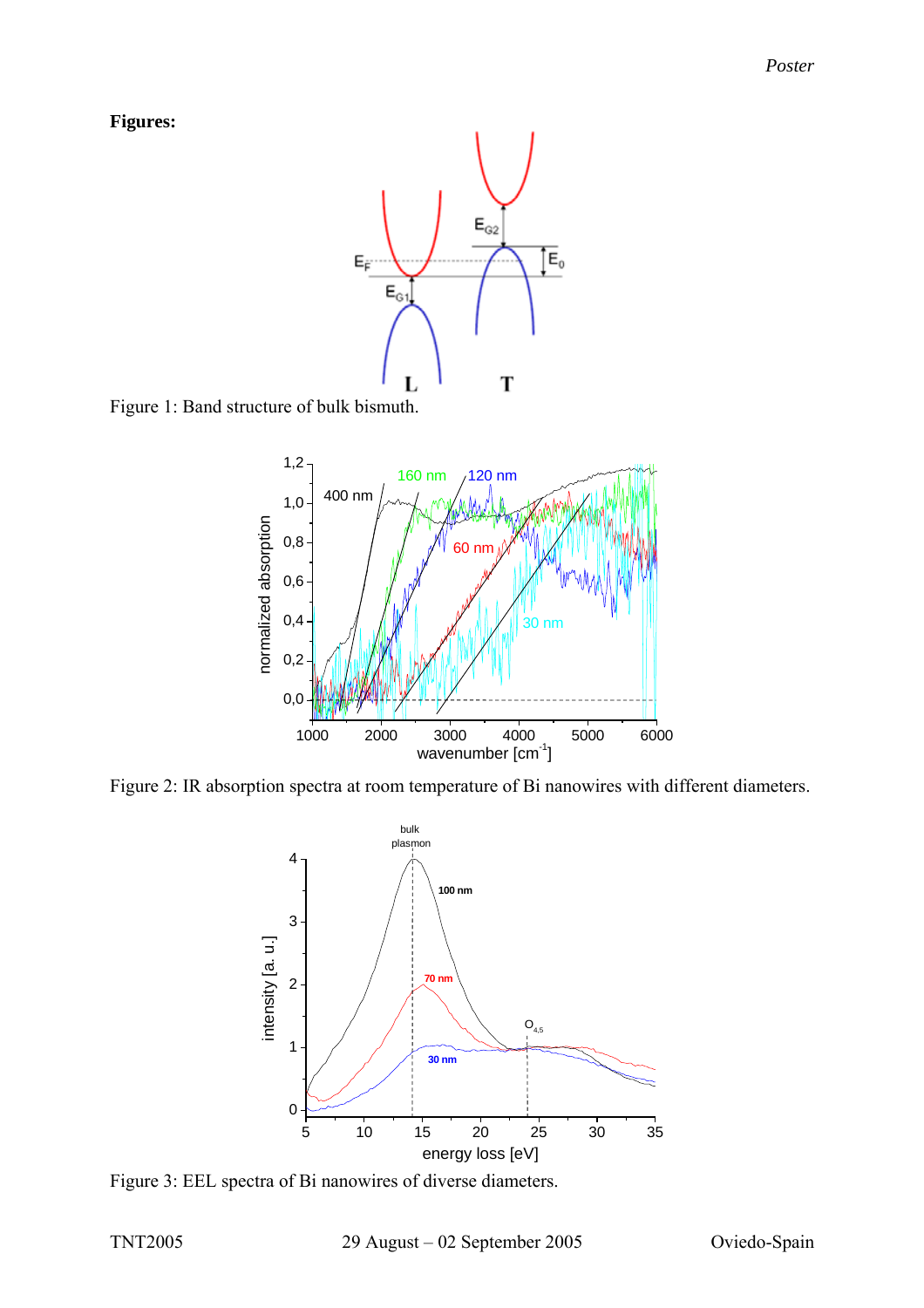**Figures:**

$E_{G2}$

$E_F$

$E_0$

$E_{G1}$

L

T

Figure 1: Band structure of bulk bismuth.

1,2
1,0
0,8
0,6
0,4
0,2
0,0

normalized absorption

400 nm

160 nm

120 nm

60 nm

30 nm

1000 2000 3000 4000 5000 6000

wavenumber [cm$^{-1}$]

Figure 2: IR absorption spectra at room temperature of Bi nanowires with different diameters.

bulk plasmon

4
3
2
1
0

intensity [a. u.]

100 nm

70 nm

30 nm

$O_{4,5}$

5 10 15 20 25 30 35

energy loss [eV]

Figure 3: EEL spectra of Bi nanowires of diverse diameters.